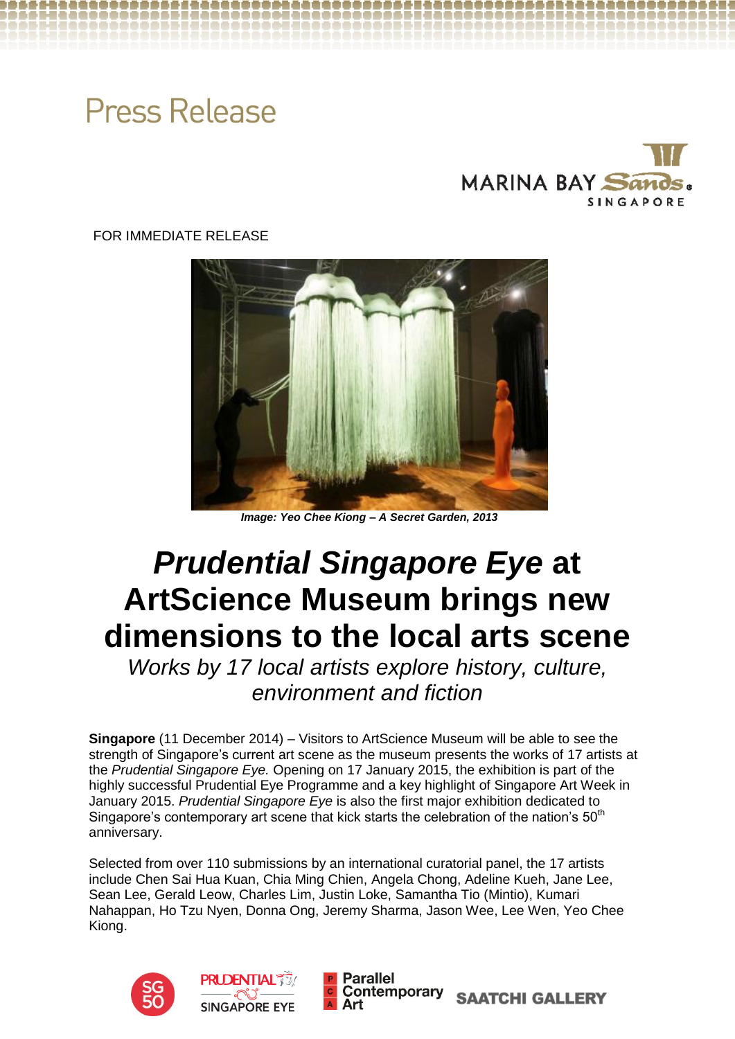Press Release

FOR IMMEDIATE RELEASE

*Image: Yeo Chee Kiong – A Secret Garden, 2013*

# *Prudential Singapore Eye* at ArtScience Museum brings new dimensions to the local arts scene

*Works by 17 local artists explore history, culture, environment and fiction*

**Singapore** (11 December 2014) – Visitors to ArtScience Museum will be able to see the strength of Singapore's current art scene as the museum presents the works of 17 artists at the *Prudential Singapore Eye.* Opening on 17 January 2015, the exhibition is part of the highly successful Prudential Eye Programme and a key highlight of Singapore Art Week in January 2015. *Prudential Singapore Eye* is also the first major exhibition dedicated to Singapore's contemporary art scene that kick starts the celebration of the nation's 50th anniversary.

Selected from over 110 submissions by an international curatorial panel, the 17 artists include Chen Sai Hua Kuan, Chia Ming Chien, Angela Chong, Adeline Kueh, Jane Lee, Sean Lee, Gerald Leow, Charles Lim, Justin Loke, Samantha Tio (Mintio), Kumari Nahappan, Ho Tzu Nyen, Donna Ong, Jeremy Sharma, Jason Wee, Lee Wen, Yeo Chee Kiong.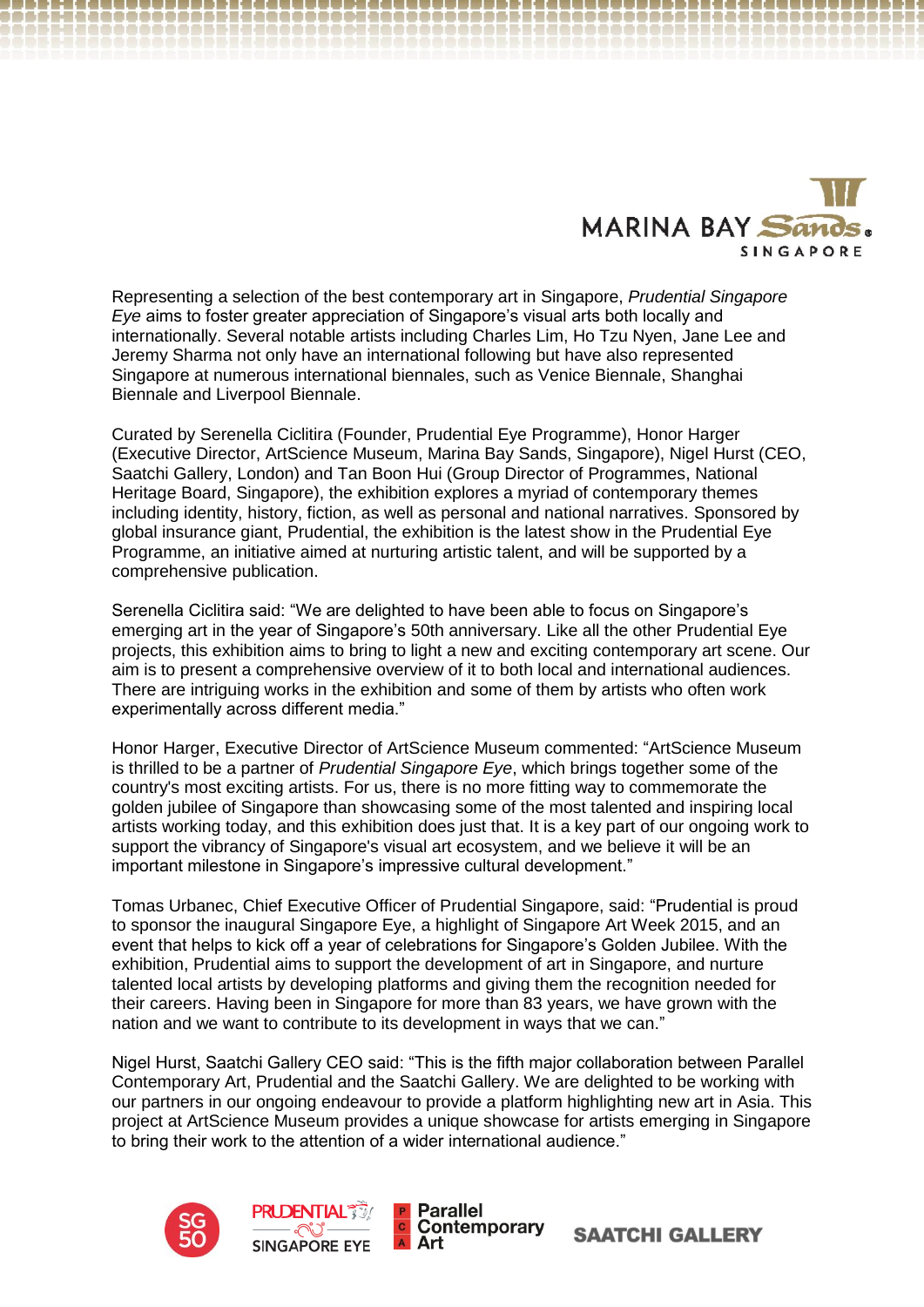Representing a selection of the best contemporary art in Singapore, *Prudential Singapore Eye* aims to foster greater appreciation of Singapore's visual arts both locally and internationally. Several notable artists including Charles Lim, Ho Tzu Nyen, Jane Lee and Jeremy Sharma not only have an international following but have also represented Singapore at numerous international biennales, such as Venice Biennale, Shanghai Biennale and Liverpool Biennale.

Curated by Serenella Ciclitira (Founder, Prudential Eye Programme), Honor Harger (Executive Director, ArtScience Museum, Marina Bay Sands, Singapore), Nigel Hurst (CEO, Saatchi Gallery, London) and Tan Boon Hui (Group Director of Programmes, National Heritage Board, Singapore), the exhibition explores a myriad of contemporary themes including identity, history, fiction, as well as personal and national narratives. Sponsored by global insurance giant, Prudential, the exhibition is the latest show in the Prudential Eye Programme, an initiative aimed at nurturing artistic talent, and will be supported by a comprehensive publication.

Serenella Ciclitira said: "We are delighted to have been able to focus on Singapore's emerging art in the year of Singapore's 50th anniversary. Like all the other Prudential Eye projects, this exhibition aims to bring to light a new and exciting contemporary art scene. Our aim is to present a comprehensive overview of it to both local and international audiences. There are intriguing works in the exhibition and some of them by artists who often work experimentally across different media."

Honor Harger, Executive Director of ArtScience Museum commented: "ArtScience Museum is thrilled to be a partner of *Prudential Singapore Eye*, which brings together some of the country's most exciting artists. For us, there is no more fitting way to commemorate the golden jubilee of Singapore than showcasing some of the most talented and inspiring local artists working today, and this exhibition does just that. It is a key part of our ongoing work to support the vibrancy of Singapore's visual art ecosystem, and we believe it will be an important milestone in Singapore's impressive cultural development."

Tomas Urbanec, Chief Executive Officer of Prudential Singapore, said: "Prudential is proud to sponsor the inaugural Singapore Eye, a highlight of Singapore Art Week 2015, and an event that helps to kick off a year of celebrations for Singapore's Golden Jubilee. With the exhibition, Prudential aims to support the development of art in Singapore, and nurture talented local artists by developing platforms and giving them the recognition needed for their careers. Having been in Singapore for more than 83 years, we have grown with the nation and we want to contribute to its development in ways that we can."

Nigel Hurst, Saatchi Gallery CEO said: "This is the fifth major collaboration between Parallel Contemporary Art, Prudential and the Saatchi Gallery. We are delighted to be working with our partners in our ongoing endeavour to provide a platform highlighting new art in Asia. This project at ArtScience Museum provides a unique showcase for artists emerging in Singapore to bring their work to the attention of a wider international audience."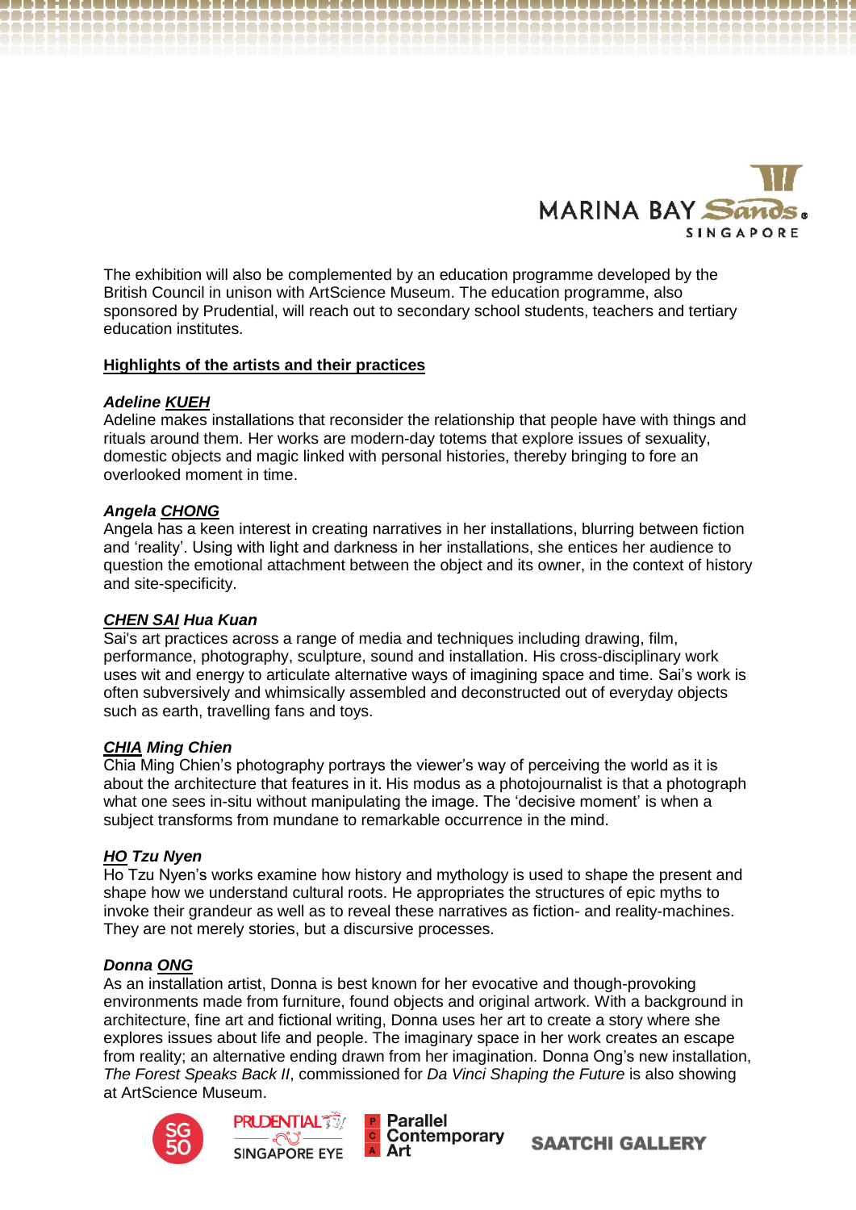The exhibition will also be complemented by an education programme developed by the British Council in unison with ArtScience Museum. The education programme, also sponsored by Prudential, will reach out to secondary school students, teachers and tertiary education institutes.

## Highlights of the artists and their practices

***Adeline KUEH***

Adeline makes installations that reconsider the relationship that people have with things and rituals around them. Her works are modern-day totems that explore issues of sexuality, domestic objects and magic linked with personal histories, thereby bringing to fore an overlooked moment in time.

***Angela CHONG***

Angela has a keen interest in creating narratives in her installations, blurring between fiction and 'reality'. Using with light and darkness in her installations, she entices her audience to question the emotional attachment between the object and its owner, in the context of history and site-specificity.

***CHEN SAI Hua Kuan***

Sai's art practices across a range of media and techniques including drawing, film, performance, photography, sculpture, sound and installation. His cross-disciplinary work uses wit and energy to articulate alternative ways of imagining space and time. Sai's work is often subversively and whimsically assembled and deconstructed out of everyday objects such as earth, travelling fans and toys.

***CHIA Ming Chien***

Chia Ming Chien's photography portrays the viewer's way of perceiving the world as it is about the architecture that features in it. His modus as a photojournalist is that a photograph what one sees in-situ without manipulating the image. The 'decisive moment' is when a subject transforms from mundane to remarkable occurrence in the mind.

***HO Tzu Nyen***

Ho Tzu Nyen's works examine how history and mythology is used to shape the present and shape how we understand cultural roots. He appropriates the structures of epic myths to invoke their grandeur as well as to reveal these narratives as fiction- and reality-machines. They are not merely stories, but a discursive processes.

***Donna ONG***

As an installation artist, Donna is best known for her evocative and though-provoking environments made from furniture, found objects and original artwork. With a background in architecture, fine art and fictional writing, Donna uses her art to create a story where she explores issues about life and people. The imaginary space in her work creates an escape from reality; an alternative ending drawn from her imagination. Donna Ong's new installation, *The Forest Speaks Back II*, commissioned for *Da Vinci Shaping the Future* is also showing at ArtScience Museum.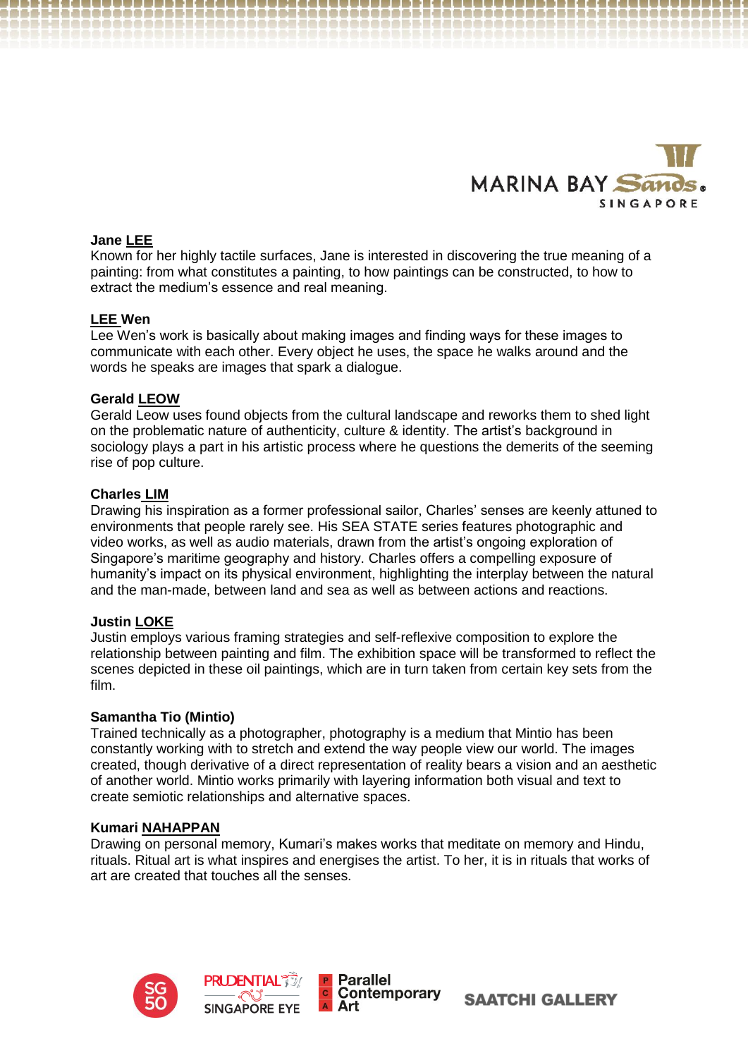**Jane LEE**
Known for her highly tactile surfaces, Jane is interested in discovering the true meaning of a painting: from what constitutes a painting, to how paintings can be constructed, to how to extract the medium's essence and real meaning.

**LEE Wen**
Lee Wen's work is basically about making images and finding ways for these images to communicate with each other. Every object he uses, the space he walks around and the words he speaks are images that spark a dialogue.

**Gerald LEOW**
Gerald Leow uses found objects from the cultural landscape and reworks them to shed light on the problematic nature of authenticity, culture & identity. The artist's background in sociology plays a part in his artistic process where he questions the demerits of the seeming rise of pop culture.

**Charles LIM**
Drawing his inspiration as a former professional sailor, Charles' senses are keenly attuned to environments that people rarely see. His SEA STATE series features photographic and video works, as well as audio materials, drawn from the artist's ongoing exploration of Singapore's maritime geography and history. Charles offers a compelling exposure of humanity's impact on its physical environment, highlighting the interplay between the natural and the man-made, between land and sea as well as between actions and reactions.

**Justin LOKE**
Justin employs various framing strategies and self-reflexive composition to explore the relationship between painting and film. The exhibition space will be transformed to reflect the scenes depicted in these oil paintings, which are in turn taken from certain key sets from the film.

**Samantha Tio (Mintio)**
Trained technically as a photographer, photography is a medium that Mintio has been constantly working with to stretch and extend the way people view our world. The images created, though derivative of a direct representation of reality bears a vision and an aesthetic of another world. Mintio works primarily with layering information both visual and text to create semiotic relationships and alternative spaces.

**Kumari NAHAPPAN**
Drawing on personal memory, Kumari's makes works that meditate on memory and Hindu, rituals. Ritual art is what inspires and energises the artist. To her, it is in rituals that works of art are created that touches all the senses.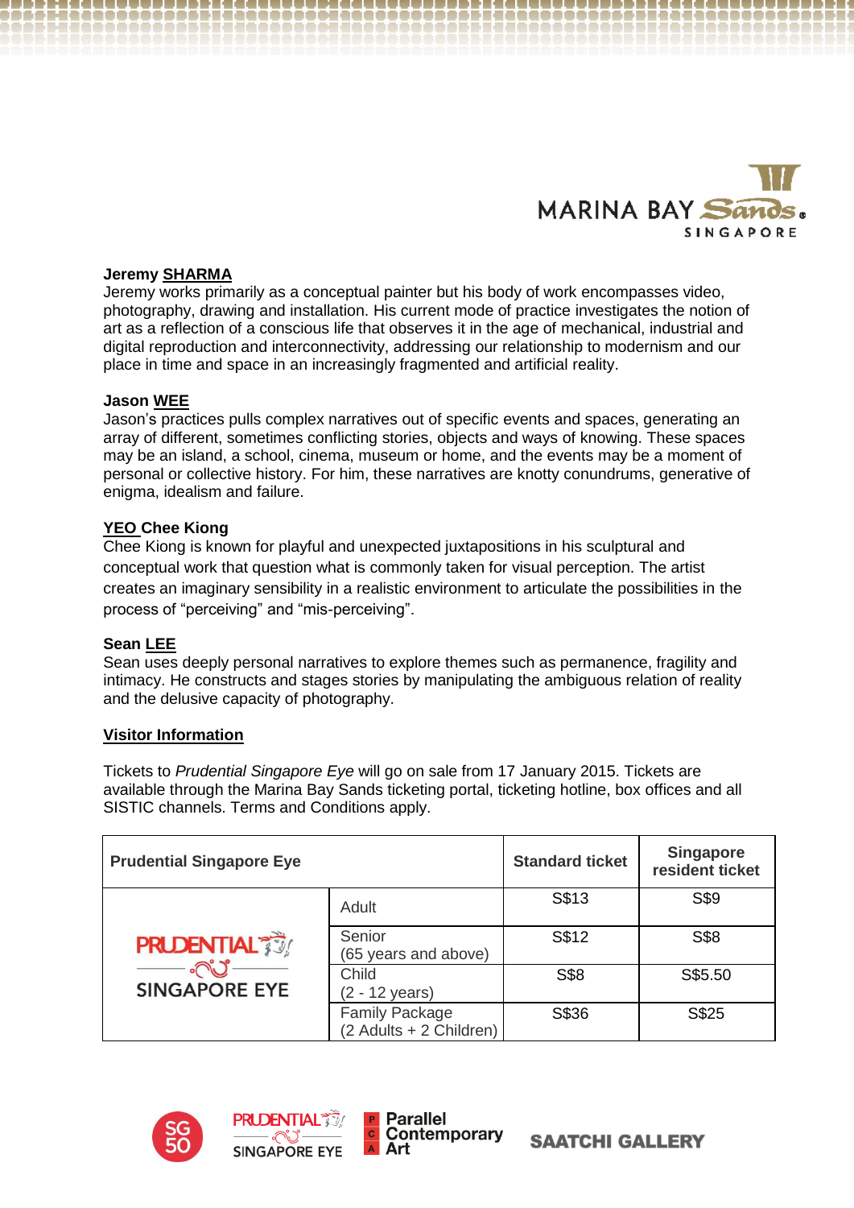**Jeremy SHARMA**
Jeremy works primarily as a conceptual painter but his body of work encompasses video, photography, drawing and installation. His current mode of practice investigates the notion of art as a reflection of a conscious life that observes it in the age of mechanical, industrial and digital reproduction and interconnectivity, addressing our relationship to modernism and our place in time and space in an increasingly fragmented and artificial reality.

**Jason WEE**
Jason's practices pulls complex narratives out of specific events and spaces, generating an array of different, sometimes conflicting stories, objects and ways of knowing. These spaces may be an island, a school, cinema, museum or home, and the events may be a moment of personal or collective history. For him, these narratives are knotty conundrums, generative of enigma, idealism and failure.

**YEO Chee Kiong**
Chee Kiong is known for playful and unexpected juxtapositions in his sculptural and conceptual work that question what is commonly taken for visual perception. The artist creates an imaginary sensibility in a realistic environment to articulate the possibilities in the process of "perceiving" and "mis-perceiving".

**Sean LEE**
Sean uses deeply personal narratives to explore themes such as permanence, fragility and intimacy. He constructs and stages stories by manipulating the ambiguous relation of reality and the delusive capacity of photography.

**Visitor Information**

Tickets to *Prudential Singapore Eye* will go on sale from 17 January 2015. Tickets are available through the Marina Bay Sands ticketing portal, ticketing hotline, box offices and all SISTIC channels. Terms and Conditions apply.

| Prudential Singapore Eye | | Standard ticket | Singapore resident ticket |
|---|---|---|---|
| PRUDENTIAL SINGAPORE EYE | Adult | S$13 | S$9 |
| | Senior (65 years and above) | S$12 | S$8 |
| | Child (2 - 12 years) | S$8 | S$5.50 |
| | Family Package (2 Adults + 2 Children) | S$36 | S$25 |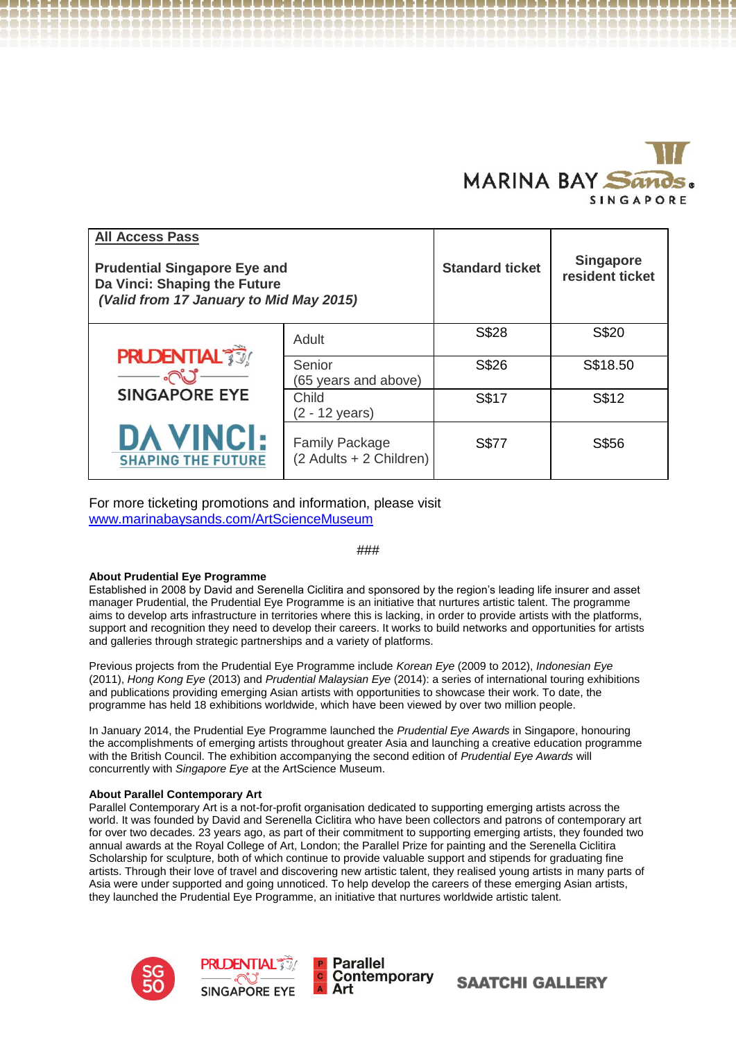| **All Access Pass**<br><br>**Prudential Singapore Eye and Da Vinci: Shaping the Future** ***(Valid from 17 January to Mid May 2015)*** | | **Standard ticket** | **Singapore resident ticket** |
|---|---|---|---|
| PRUDENTIAL SINGAPORE EYE<br>DA VINCI: SHAPING THE FUTURE | Adult | S$28 | S$20 |
| | Senior (65 years and above) | S$26 | S$18.50 |
| | Child (2 - 12 years) | S$17 | S$12 |
| | Family Package (2 Adults + 2 Children) | S$77 | S$56 |

For more ticketing promotions and information, please visit [www.marinabaysands.com/ArtScienceMuseum](www.marinabaysands.com/ArtScienceMuseum)

###

**About Prudential Eye Programme**
Established in 2008 by David and Serenella Ciclitira and sponsored by the region's leading life insurer and asset manager Prudential, the Prudential Eye Programme is an initiative that nurtures artistic talent. The programme aims to develop arts infrastructure in territories where this is lacking, in order to provide artists with the platforms, support and recognition they need to develop their careers. It works to build networks and opportunities for artists and galleries through strategic partnerships and a variety of platforms.

Previous projects from the Prudential Eye Programme include *Korean Eye* (2009 to 2012), *Indonesian Eye* (2011), *Hong Kong Eye* (2013) and *Prudential Malaysian Eye* (2014): a series of international touring exhibitions and publications providing emerging Asian artists with opportunities to showcase their work. To date, the programme has held 18 exhibitions worldwide, which have been viewed by over two million people.

In January 2014, the Prudential Eye Programme launched the *Prudential Eye Awards* in Singapore, honouring the accomplishments of emerging artists throughout greater Asia and launching a creative education programme with the British Council. The exhibition accompanying the second edition of *Prudential Eye Awards* will concurrently with *Singapore Eye* at the ArtScience Museum.

**About Parallel Contemporary Art**
Parallel Contemporary Art is a not-for-profit organisation dedicated to supporting emerging artists across the world. It was founded by David and Serenella Ciclitira who have been collectors and patrons of contemporary art for over two decades. 23 years ago, as part of their commitment to supporting emerging artists, they founded two annual awards at the Royal College of Art, London; the Parallel Prize for painting and the Serenella Ciclitira Scholarship for sculpture, both of which continue to provide valuable support and stipends for graduating fine artists. Through their love of travel and discovering new artistic talent, they realised young artists in many parts of Asia were under supported and going unnoticed. To help develop the careers of these emerging Asian artists, they launched the Prudential Eye Programme, an initiative that nurtures worldwide artistic talent.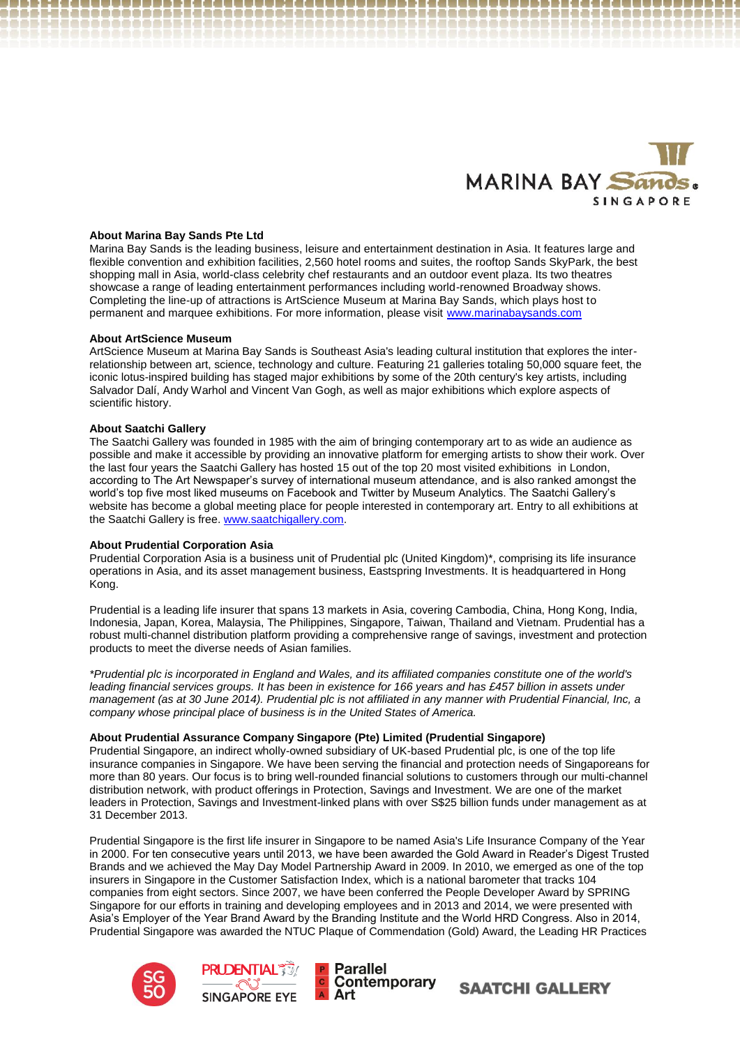**About Marina Bay Sands Pte Ltd**

Marina Bay Sands is the leading business, leisure and entertainment destination in Asia. It features large and flexible convention and exhibition facilities, 2,560 hotel rooms and suites, the rooftop Sands SkyPark, the best shopping mall in Asia, world-class celebrity chef restaurants and an outdoor event plaza. Its two theatres showcase a range of leading entertainment performances including world-renowned Broadway shows. Completing the line-up of attractions is ArtScience Museum at Marina Bay Sands, which plays host to permanent and marquee exhibitions. For more information, please visit www.marinabaysands.com

**About ArtScience Museum**

ArtScience Museum at Marina Bay Sands is Southeast Asia's leading cultural institution that explores the inter-relationship between art, science, technology and culture. Featuring 21 galleries totaling 50,000 square feet, the iconic lotus-inspired building has staged major exhibitions by some of the 20th century's key artists, including Salvador Dalí, Andy Warhol and Vincent Van Gogh, as well as major exhibitions which explore aspects of scientific history.

**About Saatchi Gallery**

The Saatchi Gallery was founded in 1985 with the aim of bringing contemporary art to as wide an audience as possible and make it accessible by providing an innovative platform for emerging artists to show their work. Over the last four years the Saatchi Gallery has hosted 15 out of the top 20 most visited exhibitions in London, according to The Art Newspaper's survey of international museum attendance, and is also ranked amongst the world's top five most liked museums on Facebook and Twitter by Museum Analytics. The Saatchi Gallery's website has become a global meeting place for people interested in contemporary art. Entry to all exhibitions at the Saatchi Gallery is free. www.saatchigallery.com.

**About Prudential Corporation Asia**

Prudential Corporation Asia is a business unit of Prudential plc (United Kingdom)*, comprising its life insurance operations in Asia, and its asset management business, Eastspring Investments. It is headquartered in Hong Kong.

Prudential is a leading life insurer that spans 13 markets in Asia, covering Cambodia, China, Hong Kong, India, Indonesia, Japan, Korea, Malaysia, The Philippines, Singapore, Taiwan, Thailand and Vietnam. Prudential has a robust multi-channel distribution platform providing a comprehensive range of savings, investment and protection products to meet the diverse needs of Asian families.

*\*Prudential plc is incorporated in England and Wales, and its affiliated companies constitute one of the world's leading financial services groups. It has been in existence for 166 years and has £457 billion in assets under management (as at 30 June 2014). Prudential plc is not affiliated in any manner with Prudential Financial, Inc, a company whose principal place of business is in the United States of America.*

**About Prudential Assurance Company Singapore (Pte) Limited (Prudential Singapore)**

Prudential Singapore, an indirect wholly-owned subsidiary of UK-based Prudential plc, is one of the top life insurance companies in Singapore. We have been serving the financial and protection needs of Singaporeans for more than 80 years. Our focus is to bring well-rounded financial solutions to customers through our multi-channel distribution network, with product offerings in Protection, Savings and Investment. We are one of the market leaders in Protection, Savings and Investment-linked plans with over S$25 billion funds under management as at 31 December 2013.

Prudential Singapore is the first life insurer in Singapore to be named Asia's Life Insurance Company of the Year in 2000. For ten consecutive years until 2013, we have been awarded the Gold Award in Reader's Digest Trusted Brands and we achieved the May Day Model Partnership Award in 2009. In 2010, we emerged as one of the top insurers in Singapore in the Customer Satisfaction Index, which is a national barometer that tracks 104 companies from eight sectors. Since 2007, we have been conferred the People Developer Award by SPRING Singapore for our efforts in training and developing employees and in 2013 and 2014, we were presented with Asia's Employer of the Year Brand Award by the Branding Institute and the World HRD Congress. Also in 2014, Prudential Singapore was awarded the NTUC Plaque of Commendation (Gold) Award, the Leading HR Practices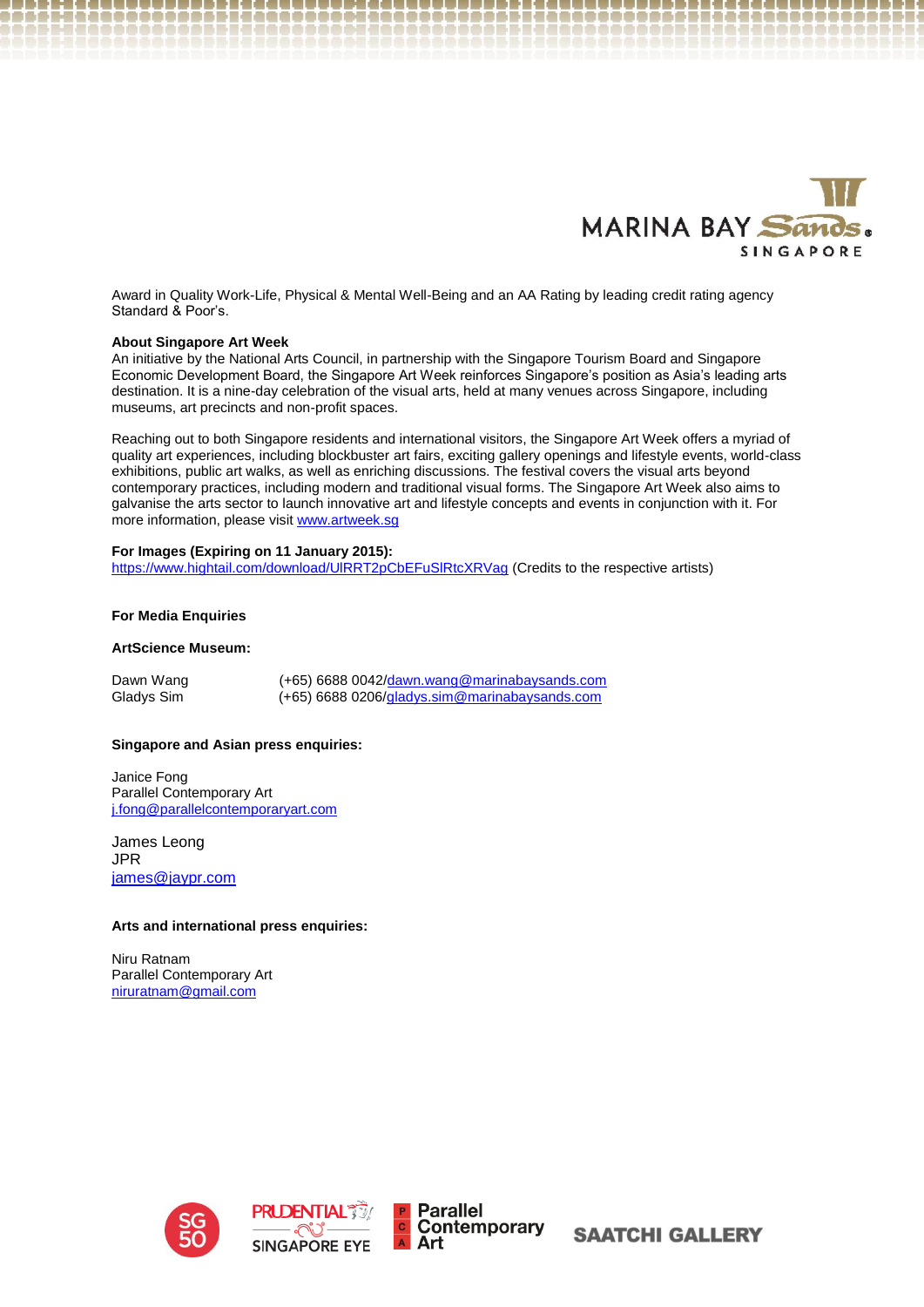Award in Quality Work-Life, Physical & Mental Well-Being and an AA Rating by leading credit rating agency Standard & Poor's.

**About Singapore Art Week**

An initiative by the National Arts Council, in partnership with the Singapore Tourism Board and Singapore Economic Development Board, the Singapore Art Week reinforces Singapore's position as Asia's leading arts destination. It is a nine-day celebration of the visual arts, held at many venues across Singapore, including museums, art precincts and non-profit spaces.

Reaching out to both Singapore residents and international visitors, the Singapore Art Week offers a myriad of quality art experiences, including blockbuster art fairs, exciting gallery openings and lifestyle events, world-class exhibitions, public art walks, as well as enriching discussions. The festival covers the visual arts beyond contemporary practices, including modern and traditional visual forms. The Singapore Art Week also aims to galvanise the arts sector to launch innovative art and lifestyle concepts and events in conjunction with it. For more information, please visit www.artweek.sg

**For Images (Expiring on 11 January 2015):**

https://www.hightail.com/download/UlRRT2pCbEFuSlRtcXRVag (Credits to the respective artists)

**For Media Enquiries**

**ArtScience Museum:**

Dawn Wang (+65) 6688 0042/dawn.wang@marinabaysands.com

Gladys Sim (+65) 6688 0206/gladys.sim@marinabaysands.com

**Singapore and Asian press enquiries:**

Janice Fong
Parallel Contemporary Art
j.fong@parallelcontemporaryart.com

James Leong
JPR
james@jaypr.com

**Arts and international press enquiries:**

Niru Ratnam
Parallel Contemporary Art
niruratnam@gmail.com